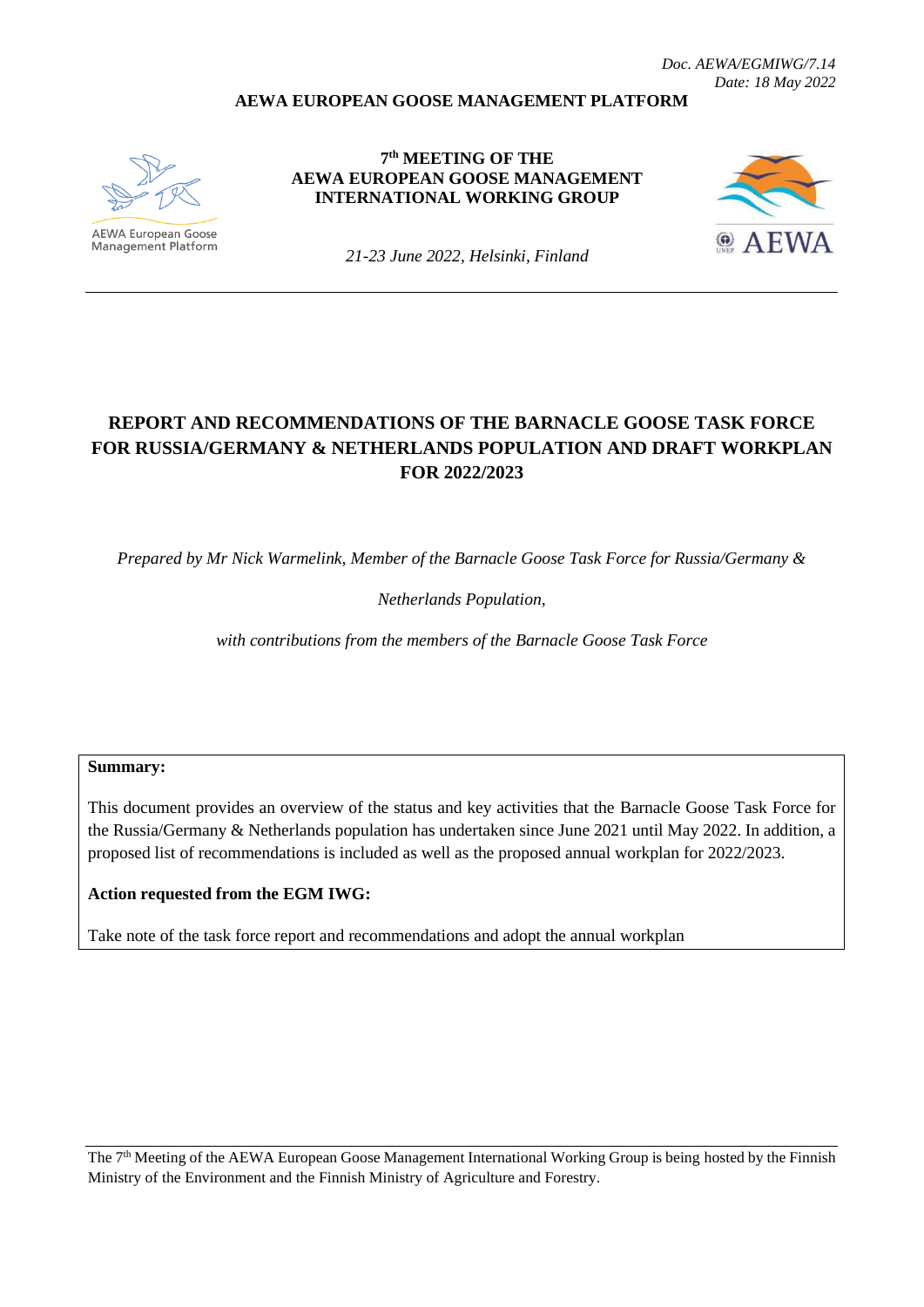*Doc. AEWA/EGMIWG/7.14*
*Date: 18 May 2022*

**AEWA EUROPEAN GOOSE MANAGEMENT PLATFORM**

AEWA European Goose Management Platform

**7th MEETING OF THE AEWA EUROPEAN GOOSE MANAGEMENT INTERNATIONAL WORKING GROUP**

*21-23 June 2022, Helsinki, Finland*

AEWA

# REPORT AND RECOMMENDATIONS OF THE BARNACLE GOOSE TASK FORCE FOR RUSSIA/GERMANY & NETHERLANDS POPULATION AND DRAFT WORKPLAN FOR 2022/2023

*Prepared by Mr Nick Warmelink, Member of the Barnacle Goose Task Force for Russia/Germany &*

*Netherlands Population,*

*with contributions from the members of the Barnacle Goose Task Force*

**Summary:**

This document provides an overview of the status and key activities that the Barnacle Goose Task Force for the Russia/Germany & Netherlands population has undertaken since June 2021 until May 2022. In addition, a proposed list of recommendations is included as well as the proposed annual workplan for 2022/2023.

**Action requested from the EGM IWG:**

Take note of the task force report and recommendations and adopt the annual workplan

The 7th Meeting of the AEWA European Goose Management International Working Group is being hosted by the Finnish Ministry of the Environment and the Finnish Ministry of Agriculture and Forestry.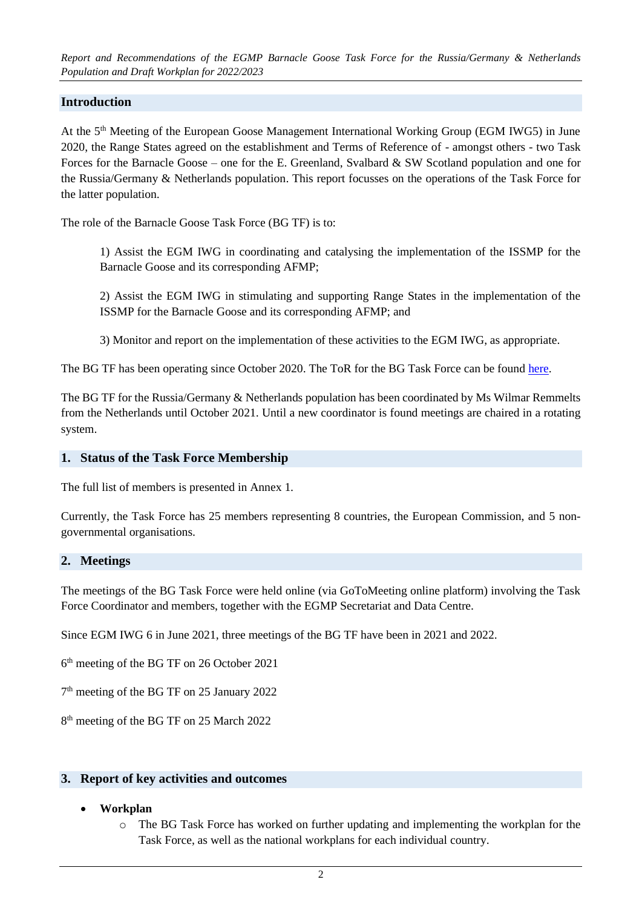## Introduction

At the 5th Meeting of the European Goose Management International Working Group (EGM IWG5) in June 2020, the Range States agreed on the establishment and Terms of Reference of - amongst others - two Task Forces for the Barnacle Goose – one for the E. Greenland, Svalbard & SW Scotland population and one for the Russia/Germany & Netherlands population. This report focusses on the operations of the Task Force for the latter population.

The role of the Barnacle Goose Task Force (BG TF) is to:

1) Assist the EGM IWG in coordinating and catalysing the implementation of the ISSMP for the Barnacle Goose and its corresponding AFMP;

2) Assist the EGM IWG in stimulating and supporting Range States in the implementation of the ISSMP for the Barnacle Goose and its corresponding AFMP; and

3) Monitor and report on the implementation of these activities to the EGM IWG, as appropriate.

The BG TF has been operating since October 2020. The ToR for the BG Task Force can be found here.

The BG TF for the Russia/Germany & Netherlands population has been coordinated by Ms Wilmar Remmelts from the Netherlands until October 2021. Until a new coordinator is found meetings are chaired in a rotating system.

## 1. Status of the Task Force Membership

The full list of members is presented in Annex 1.

Currently, the Task Force has 25 members representing 8 countries, the European Commission, and 5 non-governmental organisations.

## 2. Meetings

The meetings of the BG Task Force were held online (via GoToMeeting online platform) involving the Task Force Coordinator and members, together with the EGMP Secretariat and Data Centre.

Since EGM IWG 6 in June 2021, three meetings of the BG TF have been in 2021 and 2022.

6th meeting of the BG TF on 26 October 2021

7th meeting of the BG TF on 25 January 2022

8th meeting of the BG TF on 25 March 2022

## 3. Report of key activities and outcomes

- **Workplan**
  - The BG Task Force has worked on further updating and implementing the workplan for the Task Force, as well as the national workplans for each individual country.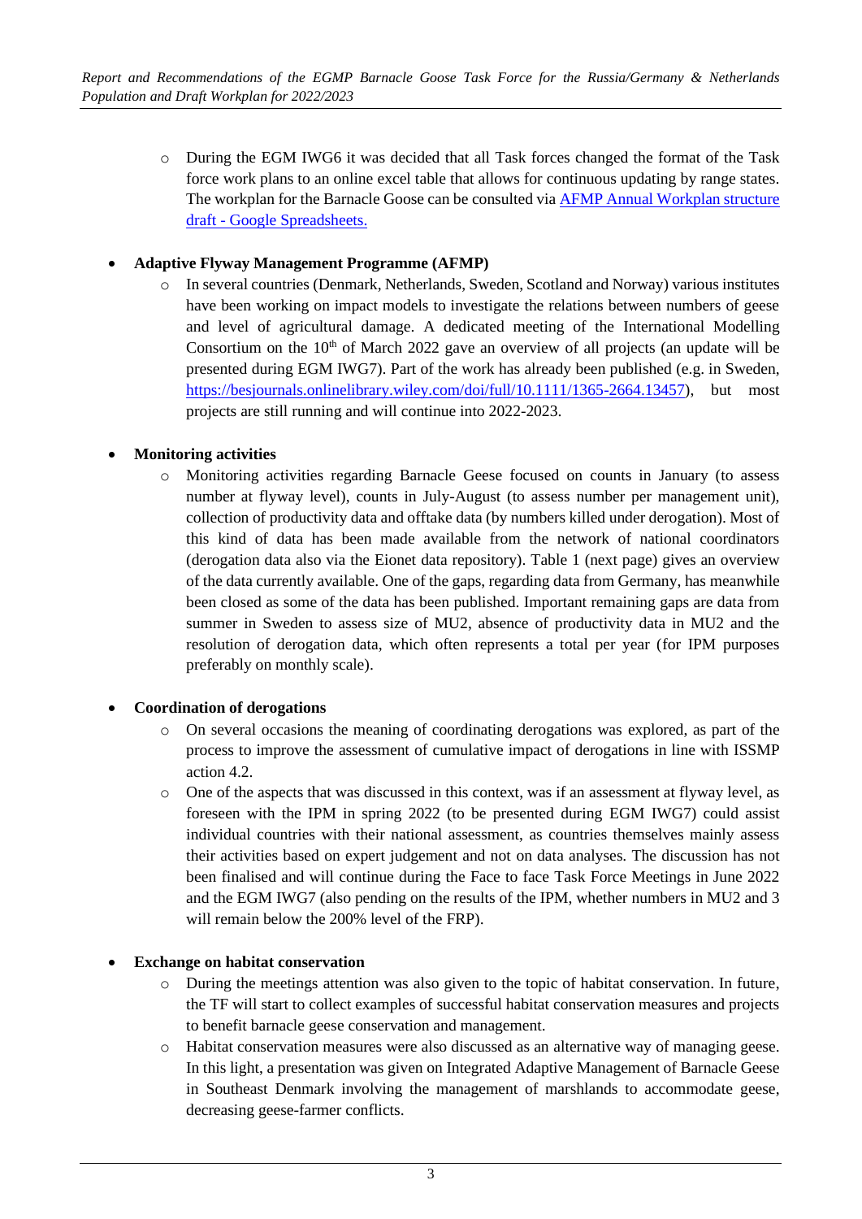- During the EGM IWG6 it was decided that all Task forces changed the format of the Task force work plans to an online excel table that allows for continuous updating by range states. The workplan for the Barnacle Goose can be consulted via [AFMP Annual Workplan structure draft - Google Spreadsheets.]()

- **Adaptive Flyway Management Programme (AFMP)**
  - In several countries (Denmark, Netherlands, Sweden, Scotland and Norway) various institutes have been working on impact models to investigate the relations between numbers of geese and level of agricultural damage. A dedicated meeting of the International Modelling Consortium on the 10th of March 2022 gave an overview of all projects (an update will be presented during EGM IWG7). Part of the work has already been published (e.g. in Sweden, https://besjournals.onlinelibrary.wiley.com/doi/full/10.1111/1365-2664.13457), but most projects are still running and will continue into 2022-2023.

- **Monitoring activities**
  - Monitoring activities regarding Barnacle Geese focused on counts in January (to assess number at flyway level), counts in July-August (to assess number per management unit), collection of productivity data and offtake data (by numbers killed under derogation). Most of this kind of data has been made available from the network of national coordinators (derogation data also via the Eionet data repository). Table 1 (next page) gives an overview of the data currently available. One of the gaps, regarding data from Germany, has meanwhile been closed as some of the data has been published. Important remaining gaps are data from summer in Sweden to assess size of MU2, absence of productivity data in MU2 and the resolution of derogation data, which often represents a total per year (for IPM purposes preferably on monthly scale).

- **Coordination of derogations**
  - On several occasions the meaning of coordinating derogations was explored, as part of the process to improve the assessment of cumulative impact of derogations in line with ISSMP action 4.2.
  - One of the aspects that was discussed in this context, was if an assessment at flyway level, as foreseen with the IPM in spring 2022 (to be presented during EGM IWG7) could assist individual countries with their national assessment, as countries themselves mainly assess their activities based on expert judgement and not on data analyses. The discussion has not been finalised and will continue during the Face to face Task Force Meetings in June 2022 and the EGM IWG7 (also pending on the results of the IPM, whether numbers in MU2 and 3 will remain below the 200% level of the FRP).

- **Exchange on habitat conservation**
  - During the meetings attention was also given to the topic of habitat conservation. In future, the TF will start to collect examples of successful habitat conservation measures and projects to benefit barnacle geese conservation and management.
  - Habitat conservation measures were also discussed as an alternative way of managing geese. In this light, a presentation was given on Integrated Adaptive Management of Barnacle Geese in Southeast Denmark involving the management of marshlands to accommodate geese, decreasing geese-farmer conflicts.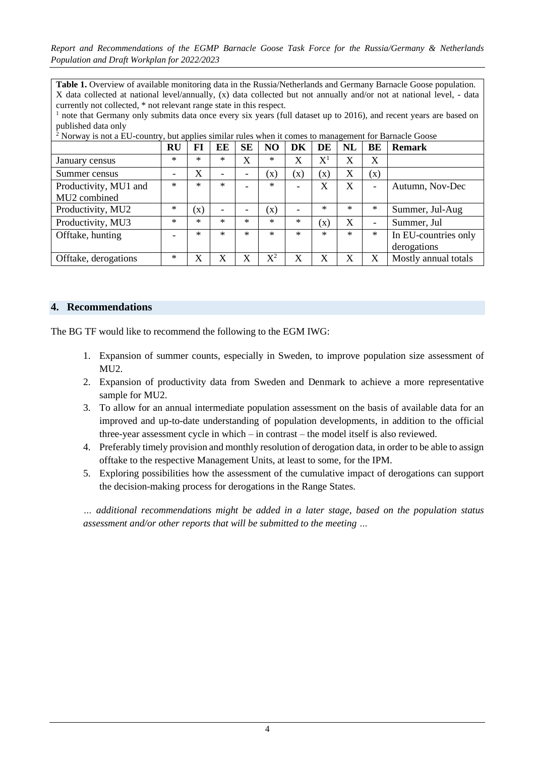**Table 1.** Overview of available monitoring data in the Russia/Netherlands and Germany Barnacle Goose population. X data collected at national level/annually, (x) data collected but not annually and/or not at national level, - data currently not collected, * not relevant range state in this respect.

[1] note that Germany only submits data once every six years (full dataset up to 2016), and recent years are based on published data only

[2] Norway is not a EU-country, but applies similar rules when it comes to management for Barnacle Goose

| | RU | FI | EE | SE | NO | DK | DE | NL | BE | Remark |
|---|---|---|---|---|---|---|---|---|---|---|
| January census | * | * | * | X | * | X | X[1] | X | X | |
| Summer census | - | X | - | - | (x) | (x) | (x) | X | (x) | |
| Productivity, MU1 and MU2 combined | * | * | * | - | * | - | X | X | - | Autumn, Nov-Dec |
| Productivity, MU2 | * | (x) | - | - | (x) | - | * | * | * | Summer, Jul-Aug |
| Productivity, MU3 | * | * | * | * | * | * | (x) | X | - | Summer, Jul |
| Offtake, hunting | - | * | * | * | * | * | * | * | * | In EU-countries only derogations |
| Offtake, derogations | * | X | X | X | X[2] | X | X | X | X | Mostly annual totals |

## 4. Recommendations

The BG TF would like to recommend the following to the EGM IWG:

1. Expansion of summer counts, especially in Sweden, to improve population size assessment of MU2.
2. Expansion of productivity data from Sweden and Denmark to achieve a more representative sample for MU2.
3. To allow for an annual intermediate population assessment on the basis of available data for an improved and up-to-date understanding of population developments, in addition to the official three-year assessment cycle in which – in contrast – the model itself is also reviewed.
4. Preferably timely provision and monthly resolution of derogation data, in order to be able to assign offtake to the respective Management Units, at least to some, for the IPM.
5. Exploring possibilities how the assessment of the cumulative impact of derogations can support the decision-making process for derogations in the Range States.

*… additional recommendations might be added in a later stage, based on the population status assessment and/or other reports that will be submitted to the meeting …*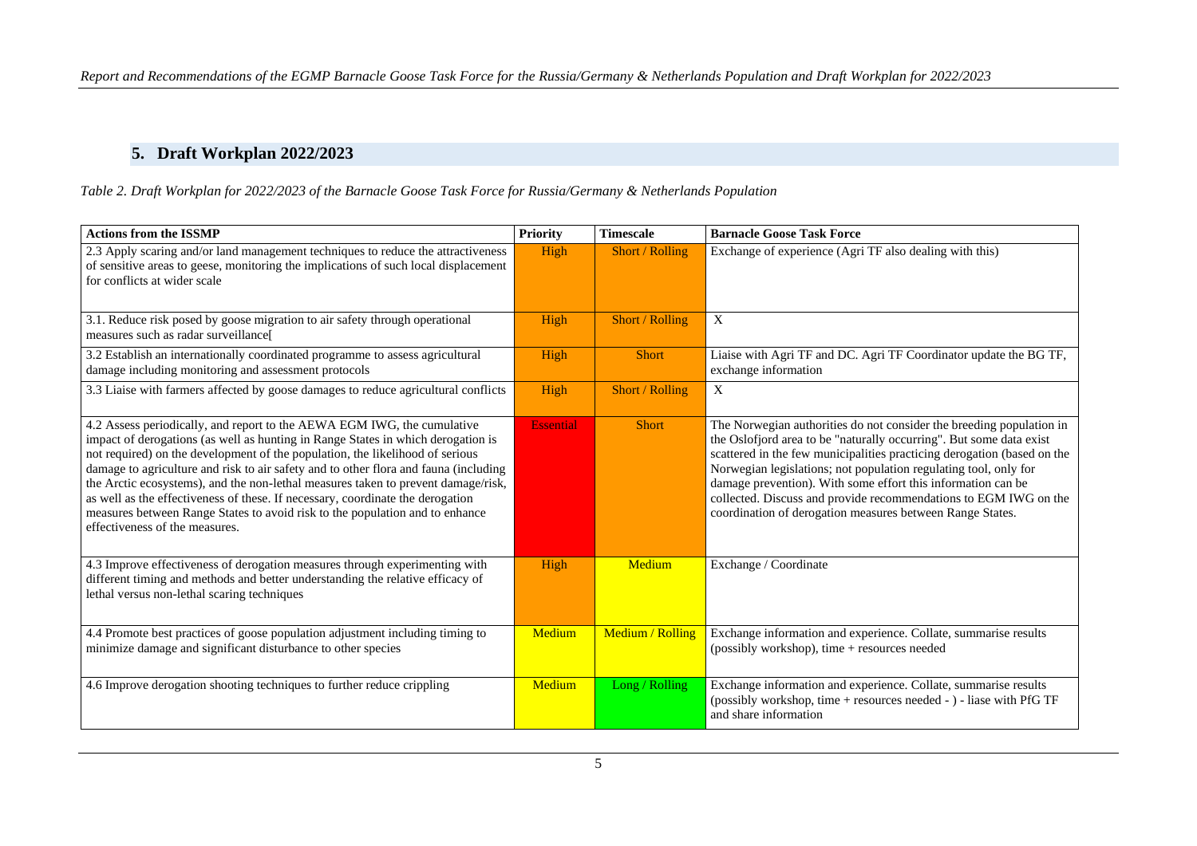## 5. Draft Workplan 2022/2023

*Table 2. Draft Workplan for 2022/2023 of the Barnacle Goose Task Force for Russia/Germany & Netherlands Population*

| Actions from the ISSMP | Priority | Timescale | Barnacle Goose Task Force |
|---|---|---|---|
| 2.3 Apply scaring and/or land management techniques to reduce the attractiveness of sensitive areas to geese, monitoring the implications of such local displacement for conflicts at wider scale | High | Short / Rolling | Exchange of experience (Agri TF also dealing with this) |
| 3.1. Reduce risk posed by goose migration to air safety through operational measures such as radar surveillance[ | High | Short / Rolling | X |
| 3.2 Establish an internationally coordinated programme to assess agricultural damage including monitoring and assessment protocols | High | Short | Liaise with Agri TF and DC. Agri TF Coordinator update the BG TF, exchange information |
| 3.3 Liaise with farmers affected by goose damages to reduce agricultural conflicts | High | Short / Rolling | X |
| 4.2 Assess periodically, and report to the AEWA EGM IWG, the cumulative impact of derogations (as well as hunting in Range States in which derogation is not required) on the development of the population, the likelihood of serious damage to agriculture and risk to air safety and to other flora and fauna (including the Arctic ecosystems), and the non-lethal measures taken to prevent damage/risk, as well as the effectiveness of these. If necessary, coordinate the derogation measures between Range States to avoid risk to the population and to enhance effectiveness of the measures. | Essential | Short | The Norwegian authorities do not consider the breeding population in the Oslofjord area to be "naturally occurring". But some data exist scattered in the few municipalities practicing derogation (based on the Norwegian legislations; not population regulating tool, only for damage prevention). With some effort this information can be collected. Discuss and provide recommendations to EGM IWG on the coordination of derogation measures between Range States. |
| 4.3 Improve effectiveness of derogation measures through experimenting with different timing and methods and better understanding the relative efficacy of lethal versus non-lethal scaring techniques | High | Medium | Exchange / Coordinate |
| 4.4 Promote best practices of goose population adjustment including timing to minimize damage and significant disturbance to other species | Medium | Medium / Rolling | Exchange information and experience. Collate, summarise results (possibly workshop), time + resources needed |
| 4.6 Improve derogation shooting techniques to further reduce crippling | Medium | Long / Rolling | Exchange information and experience. Collate, summarise results (possibly workshop, time + resources needed - ) - liase with PfG TF and share information |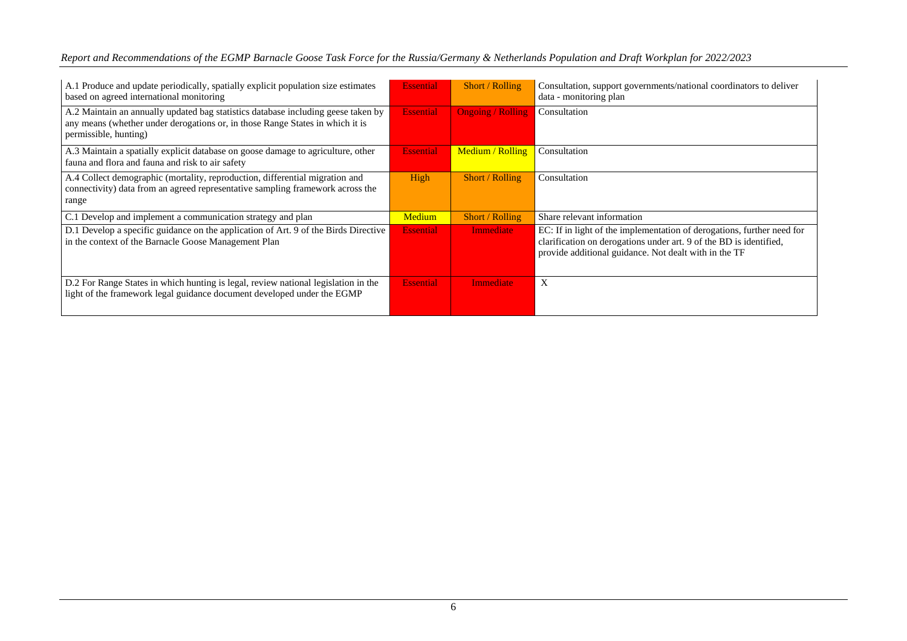| | | | |
|---|---|---|---|
| A.1 Produce and update periodically, spatially explicit population size estimates based on agreed international monitoring | Essential | Short / Rolling | Consultation, support governments/national coordinators to deliver data - monitoring plan |
| A.2 Maintain an annually updated bag statistics database including geese taken by any means (whether under derogations or, in those Range States in which it is permissible, hunting) | Essential | Ongoing / Rolling | Consultation |
| A.3 Maintain a spatially explicit database on goose damage to agriculture, other fauna and flora and fauna and risk to air safety | Essential | Medium / Rolling | Consultation |
| A.4 Collect demographic (mortality, reproduction, differential migration and connectivity) data from an agreed representative sampling framework across the range | High | Short / Rolling | Consultation |
| C.1 Develop and implement a communication strategy and plan | Medium | Short / Rolling | Share relevant information |
| D.1 Develop a specific guidance on the application of Art. 9 of the Birds Directive in the context of the Barnacle Goose Management Plan | Essential | Immediate | EC: If in light of the implementation of derogations, further need for clarification on derogations under art. 9 of the BD is identified, provide additional guidance. Not dealt with in the TF |
| D.2 For Range States in which hunting is legal, review national legislation in the light of the framework legal guidance document developed under the EGMP | Essential | Immediate | X |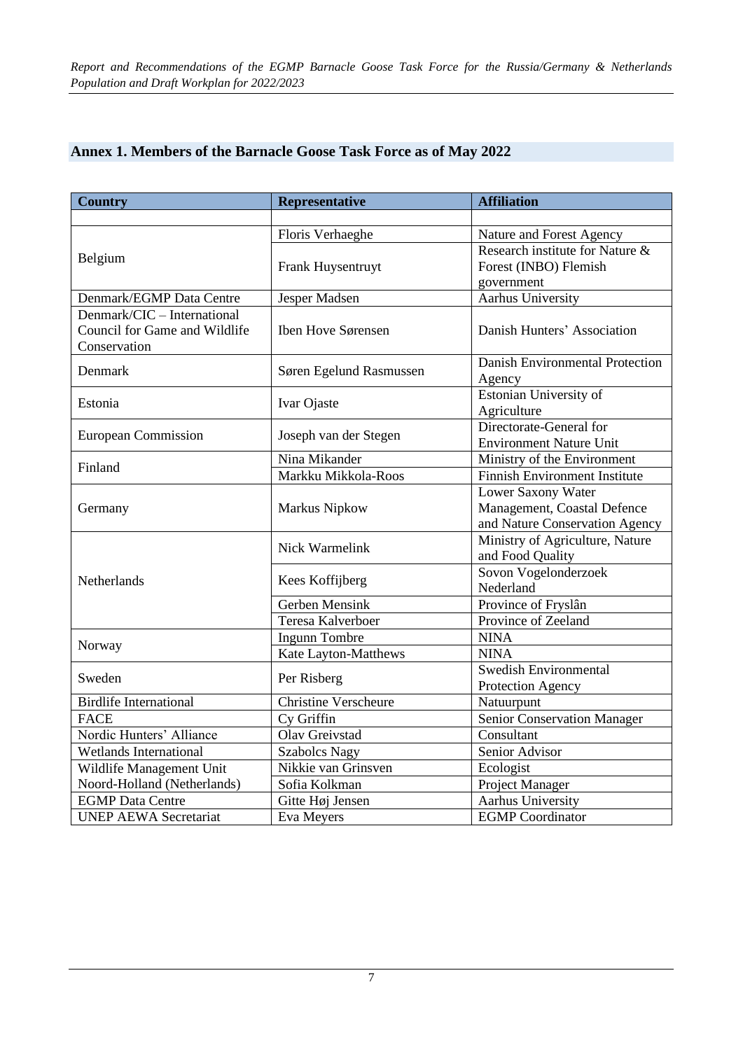## Annex 1. Members of the Barnacle Goose Task Force as of May 2022

| Country | Representative | Affiliation |
|---|---|---|
| | | |
| Belgium | Floris Verhaeghe | Nature and Forest Agency |
| | Frank Huysentruyt | Research institute for Nature & Forest (INBO) Flemish government |
| Denmark/EGMP Data Centre | Jesper Madsen | Aarhus University |
| Denmark/CIC – International Council for Game and Wildlife Conservation | Iben Hove Sørensen | Danish Hunters' Association |
| Denmark | Søren Egelund Rasmussen | Danish Environmental Protection Agency |
| Estonia | Ivar Ojaste | Estonian University of Agriculture |
| European Commission | Joseph van der Stegen | Directorate-General for Environment Nature Unit |
| Finland | Nina Mikander | Ministry of the Environment |
| | Markku Mikkola-Roos | Finnish Environment Institute |
| Germany | Markus Nipkow | Lower Saxony Water Management, Coastal Defence and Nature Conservation Agency |
| Netherlands | Nick Warmelink | Ministry of Agriculture, Nature and Food Quality |
| | Kees Koffijberg | Sovon Vogelonderzoek Nederland |
| | Gerben Mensink | Province of Fryslân |
| | Teresa Kalverboer | Province of Zeeland |
| Norway | Ingunn Tombre | NINA |
| | Kate Layton-Matthews | NINA |
| Sweden | Per Risberg | Swedish Environmental Protection Agency |
| Birdlife International | Christine Verscheure | Natuurpunt |
| FACE | Cy Griffin | Senior Conservation Manager |
| Nordic Hunters' Alliance | Olav Greivstad | Consultant |
| Wetlands International | Szabolcs Nagy | Senior Advisor |
| Wildlife Management Unit Noord-Holland (Netherlands) | Nikkie van Grinsven | Ecologist |
| | Sofia Kolkman | Project Manager |
| EGMP Data Centre | Gitte Høj Jensen | Aarhus University |
| UNEP AEWA Secretariat | Eva Meyers | EGMP Coordinator |